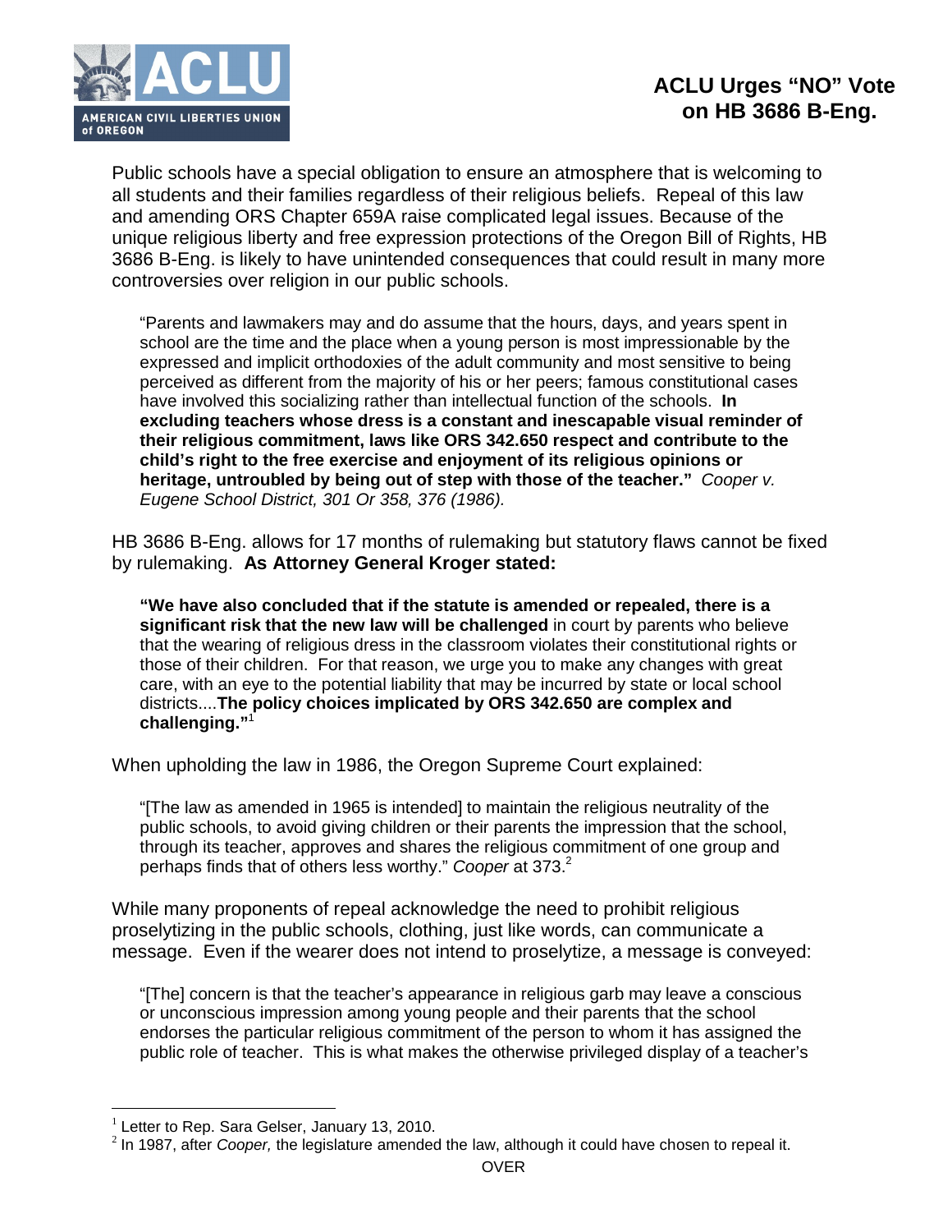ACLU — AMERICAN CIVIL LIBERTIES UNION of OREGON

# ACLU Urges "NO" Vote on HB 3686 B-Eng.

Public schools have a special obligation to ensure an atmosphere that is welcoming to all students and their families regardless of their religious beliefs. Repeal of this law and amending ORS Chapter 659A raise complicated legal issues. Because of the unique religious liberty and free expression protections of the Oregon Bill of Rights, HB 3686 B-Eng. is likely to have unintended consequences that could result in many more controversies over religion in our public schools.

> "Parents and lawmakers may and do assume that the hours, days, and years spent in school are the time and the place when a young person is most impressionable by the expressed and implicit orthodoxies of the adult community and most sensitive to being perceived as different from the majority of his or her peers; famous constitutional cases have involved this socializing rather than intellectual function of the schools. **In excluding teachers whose dress is a constant and inescapable visual reminder of their religious commitment, laws like ORS 342.650 respect and contribute to the child's right to the free exercise and enjoyment of its religious opinions or heritage, untroubled by being out of step with those of the teacher."** *Cooper v. Eugene School District, 301 Or 358, 376 (1986).*

HB 3686 B-Eng. allows for 17 months of rulemaking but statutory flaws cannot be fixed by rulemaking. **As Attorney General Kroger stated:**

> **"We have also concluded that if the statute is amended or repealed, there is a significant risk that the new law will be challenged** in court by parents who believe that the wearing of religious dress in the classroom violates their constitutional rights or those of their children. For that reason, we urge you to make any changes with great care, with an eye to the potential liability that may be incurred by state or local school districts....**The policy choices implicated by ORS 342.650 are complex and challenging."**[1]

When upholding the law in 1986, the Oregon Supreme Court explained:

> "[The law as amended in 1965 is intended] to maintain the religious neutrality of the public schools, to avoid giving children or their parents the impression that the school, through its teacher, approves and shares the religious commitment of one group and perhaps finds that of others less worthy." *Cooper* at 373.[2]

While many proponents of repeal acknowledge the need to prohibit religious proselytizing in the public schools, clothing, just like words, can communicate a message. Even if the wearer does not intend to proselytize, a message is conveyed:

> "[The] concern is that the teacher's appearance in religious garb may leave a conscious or unconscious impression among young people and their parents that the school endorses the particular religious commitment of the person to whom it has assigned the public role of teacher. This is what makes the otherwise privileged display of a teacher's

---

[1] Letter to Rep. Sara Gelser, January 13, 2010.

[2] In 1987, after *Cooper,* the legislature amended the law, although it could have chosen to repeal it.

OVER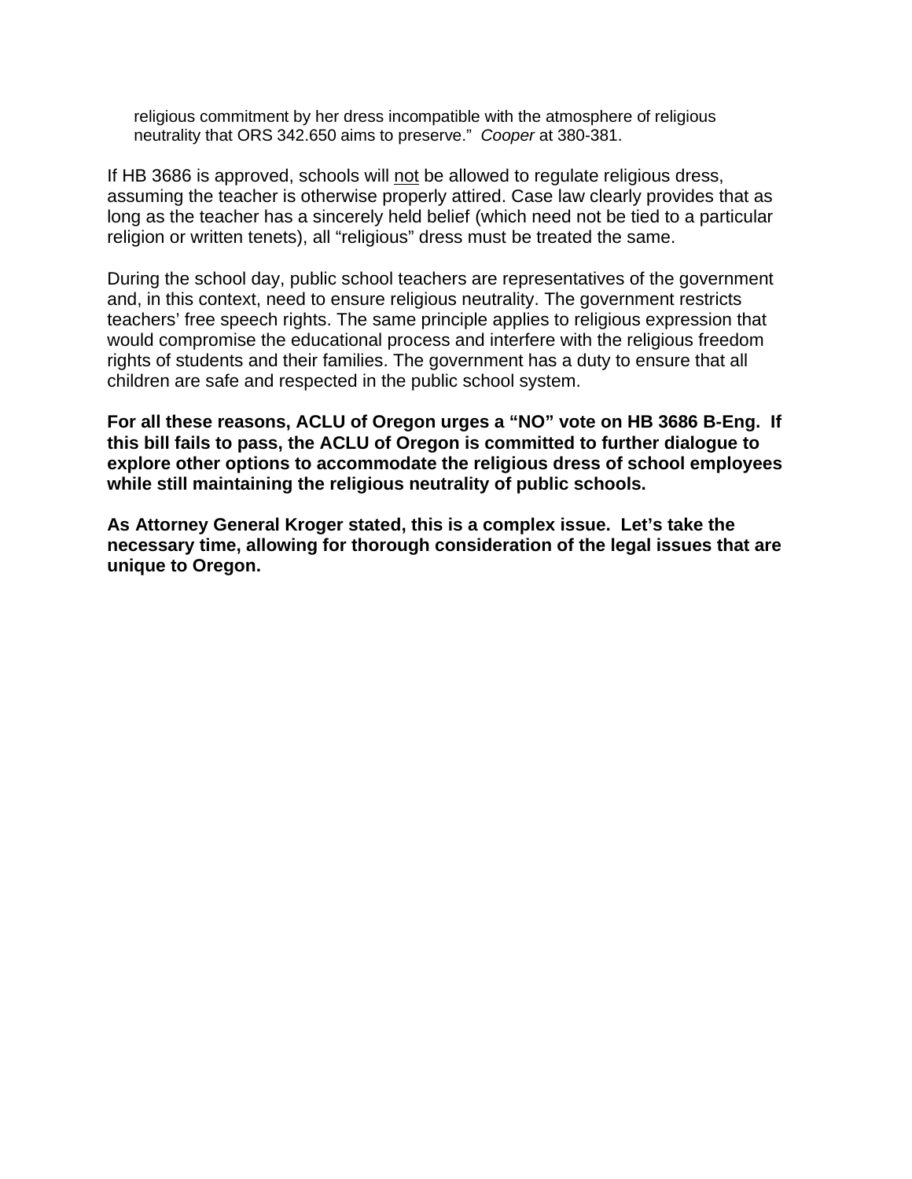> religious commitment by her dress incompatible with the atmosphere of religious neutrality that ORS 342.650 aims to preserve." *Cooper* at 380-381.

If HB 3686 is approved, schools will <u>not</u> be allowed to regulate religious dress, assuming the teacher is otherwise properly attired. Case law clearly provides that as long as the teacher has a sincerely held belief (which need not be tied to a particular religion or written tenets), all "religious" dress must be treated the same.

During the school day, public school teachers are representatives of the government and, in this context, need to ensure religious neutrality. The government restricts teachers' free speech rights. The same principle applies to religious expression that would compromise the educational process and interfere with the religious freedom rights of students and their families. The government has a duty to ensure that all children are safe and respected in the public school system.

**For all these reasons, ACLU of Oregon urges a "NO" vote on HB 3686 B-Eng. If this bill fails to pass, the ACLU of Oregon is committed to further dialogue to explore other options to accommodate the religious dress of school employees while still maintaining the religious neutrality of public schools.**

**As Attorney General Kroger stated, this is a complex issue. Let's take the necessary time, allowing for thorough consideration of the legal issues that are unique to Oregon.**